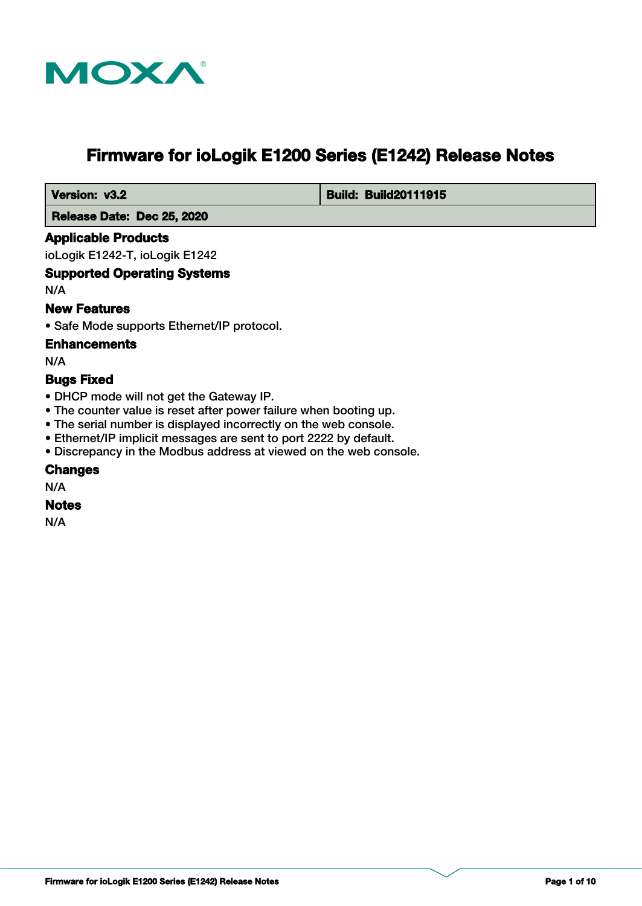MOXA

# Firmware for ioLogik E1200 Series (E1242) Release Notes

| **Version: v3.2** | **Build: Build20111915** |
|---|---|
| **Release Date: Dec 25, 2020** | |

### Applicable Products

ioLogik E1242-T, ioLogik E1242

### Supported Operating Systems

N/A

### New Features

- Safe Mode supports Ethernet/IP protocol.

### Enhancements

N/A

### Bugs Fixed

- DHCP mode will not get the Gateway IP.
- The counter value is reset after power failure when booting up.
- The serial number is displayed incorrectly on the web console.
- Ethernet/IP implicit messages are sent to port 2222 by default.
- Discrepancy in the Modbus address at viewed on the web console.

### Changes

N/A

### Notes

N/A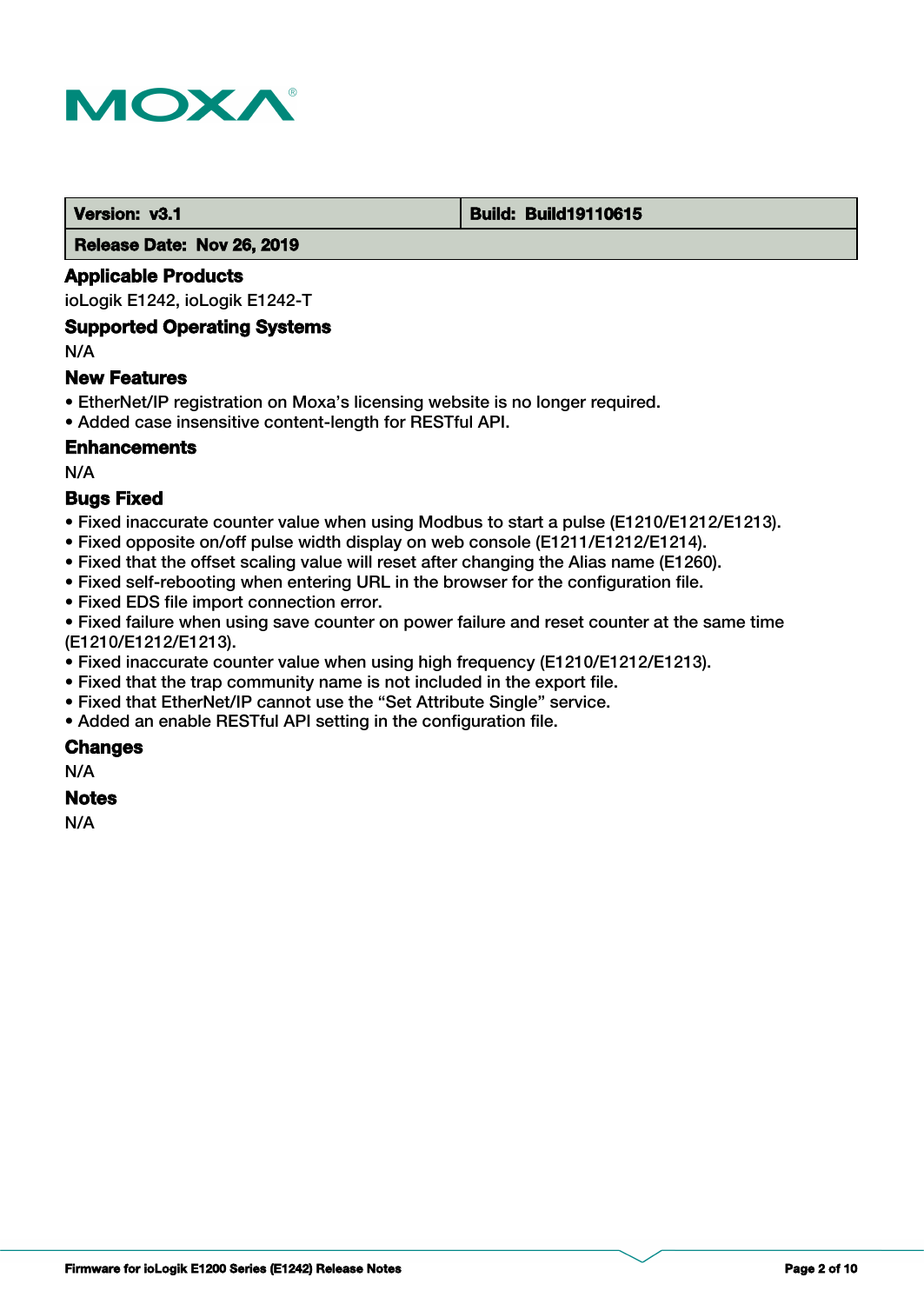| Version: v3.1 | Build: Build19110615 |
| --- | --- |
| Release Date: Nov 26, 2019 | |

## Applicable Products

ioLogik E1242, ioLogik E1242-T

## Supported Operating Systems

N/A

## New Features

- EtherNet/IP registration on Moxa's licensing website is no longer required.
- Added case insensitive content-length for RESTful API.

## Enhancements

N/A

## Bugs Fixed

- Fixed inaccurate counter value when using Modbus to start a pulse (E1210/E1212/E1213).
- Fixed opposite on/off pulse width display on web console (E1211/E1212/E1214).
- Fixed that the offset scaling value will reset after changing the Alias name (E1260).
- Fixed self-rebooting when entering URL in the browser for the configuration file.
- Fixed EDS file import connection error.
- Fixed failure when using save counter on power failure and reset counter at the same time (E1210/E1212/E1213).
- Fixed inaccurate counter value when using high frequency (E1210/E1212/E1213).
- Fixed that the trap community name is not included in the export file.
- Fixed that EtherNet/IP cannot use the "Set Attribute Single" service.
- Added an enable RESTful API setting in the configuration file.

## Changes

N/A

## Notes

N/A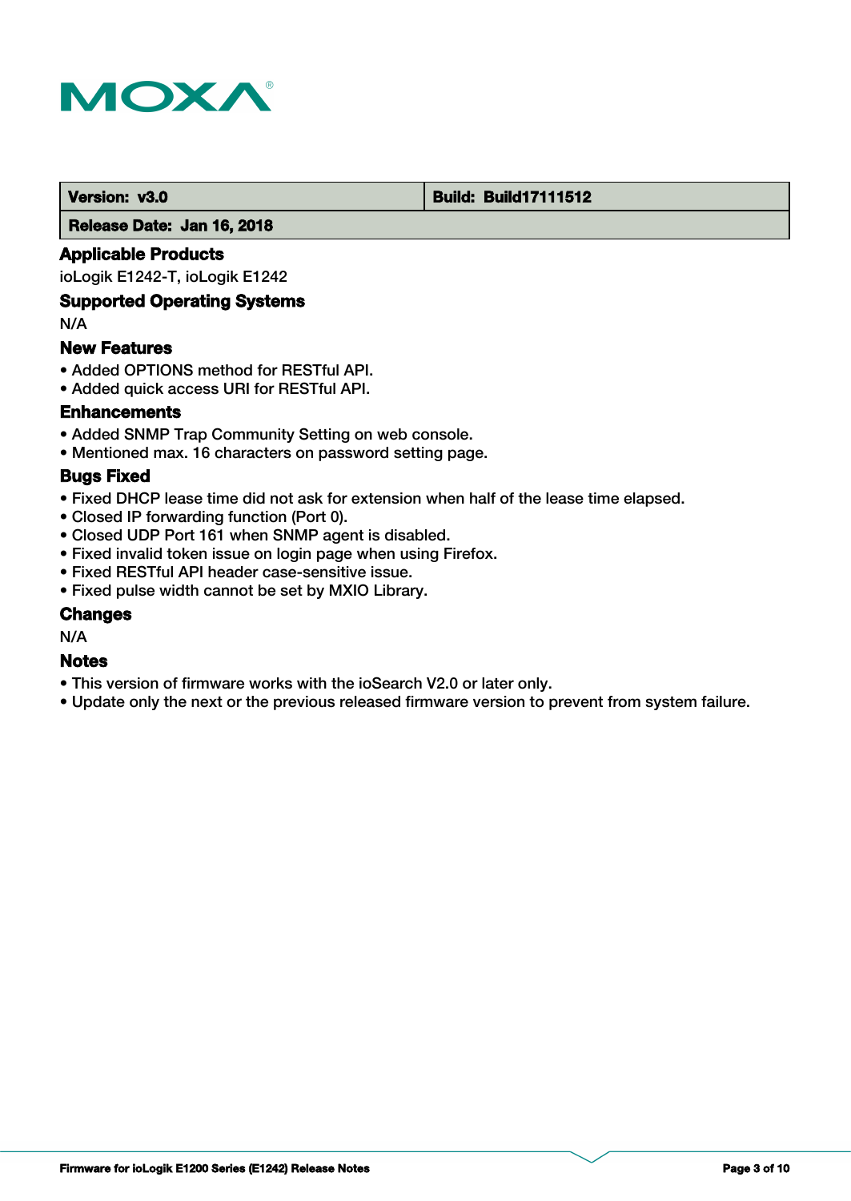| Version: v3.0 | Build: Build17111512 |
| --- | --- |
| Release Date: Jan 16, 2018 | |

## Applicable Products

ioLogik E1242-T, ioLogik E1242

## Supported Operating Systems

N/A

## New Features

- Added OPTIONS method for RESTful API.
- Added quick access URI for RESTful API.

## Enhancements

- Added SNMP Trap Community Setting on web console.
- Mentioned max. 16 characters on password setting page.

## Bugs Fixed

- Fixed DHCP lease time did not ask for extension when half of the lease time elapsed.
- Closed IP forwarding function (Port 0).
- Closed UDP Port 161 when SNMP agent is disabled.
- Fixed invalid token issue on login page when using Firefox.
- Fixed RESTful API header case-sensitive issue.
- Fixed pulse width cannot be set by MXIO Library.

## Changes

N/A

## Notes

- This version of firmware works with the ioSearch V2.0 or later only.
- Update only the next or the previous released firmware version to prevent from system failure.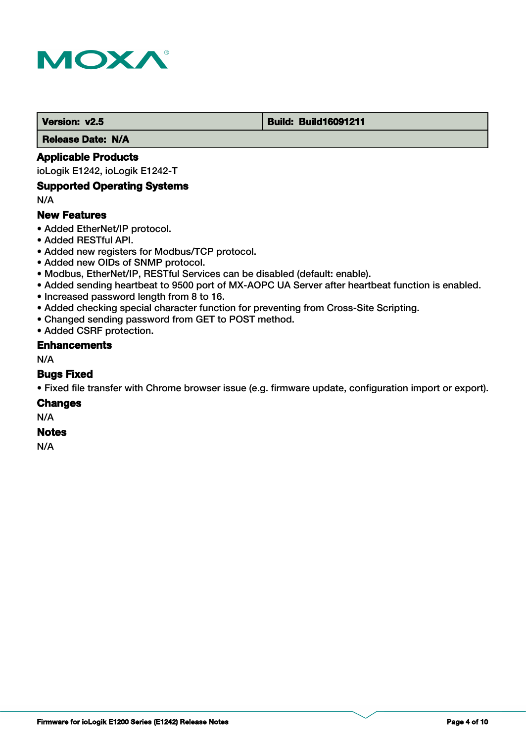| **Version: v2.5** | **Build: Build16091211** |
| --- | --- |
| **Release Date: N/A** | |

### Applicable Products

ioLogik E1242, ioLogik E1242-T

### Supported Operating Systems

N/A

### New Features

- Added EtherNet/IP protocol.
- Added RESTful API.
- Added new registers for Modbus/TCP protocol.
- Added new OIDs of SNMP protocol.
- Modbus, EtherNet/IP, RESTful Services can be disabled (default: enable).
- Added sending heartbeat to 9500 port of MX-AOPC UA Server after heartbeat function is enabled.
- Increased password length from 8 to 16.
- Added checking special character function for preventing from Cross-Site Scripting.
- Changed sending password from GET to POST method.
- Added CSRF protection.

### Enhancements

N/A

### Bugs Fixed

- Fixed file transfer with Chrome browser issue (e.g. firmware update, configuration import or export).

### Changes

N/A

### Notes

N/A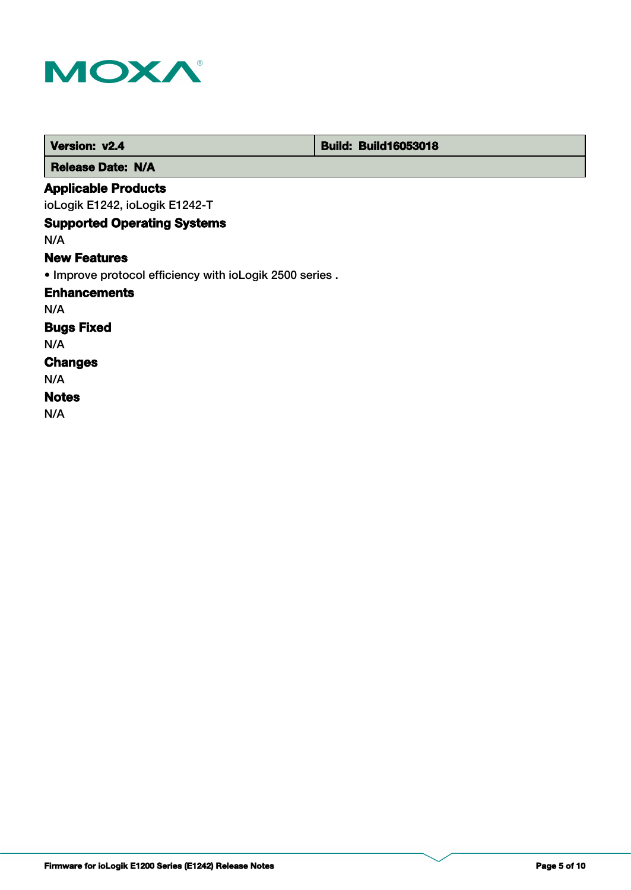| Version: v2.4 | Build: Build16053018 |
| --- | --- |
| Release Date: N/A | |

### Applicable Products

ioLogik E1242, ioLogik E1242-T

### Supported Operating Systems

N/A

### New Features

• Improve protocol efficiency with ioLogik 2500 series .

### Enhancements

N/A

### Bugs Fixed

N/A

### Changes

N/A

### Notes

N/A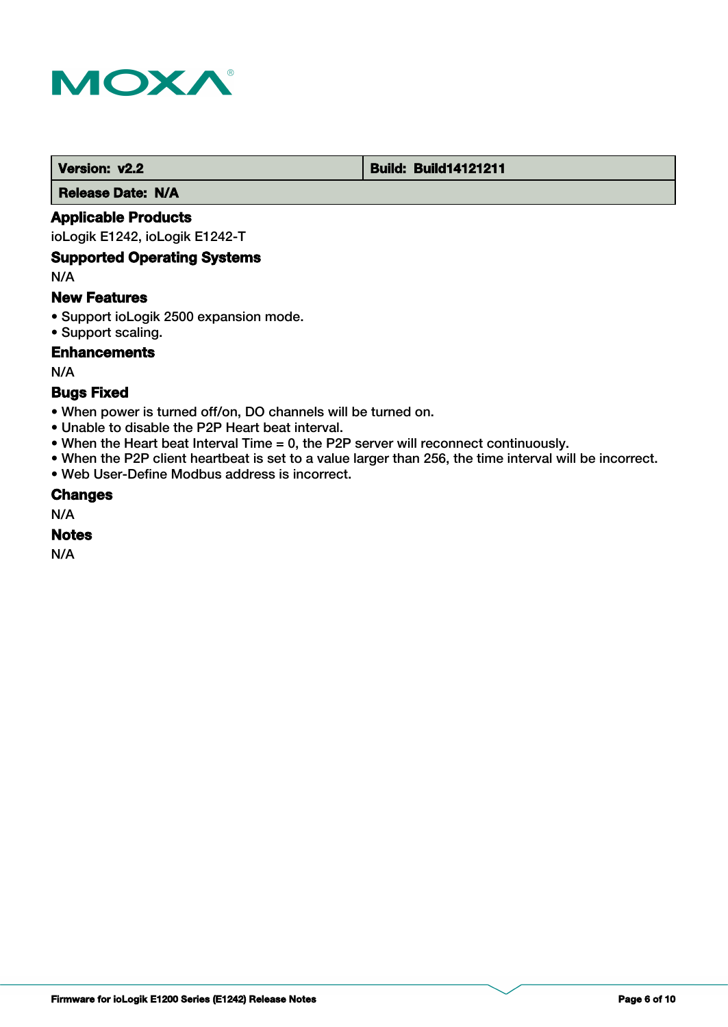| Version: v2.2 | Build: Build14121211 |
| --- | --- |
| Release Date: N/A | |

### Applicable Products

ioLogik E1242, ioLogik E1242-T

### Supported Operating Systems

N/A

### New Features

- Support ioLogik 2500 expansion mode.
- Support scaling.

### Enhancements

N/A

### Bugs Fixed

- When power is turned off/on, DO channels will be turned on.
- Unable to disable the P2P Heart beat interval.
- When the Heart beat Interval Time = 0, the P2P server will reconnect continuously.
- When the P2P client heartbeat is set to a value larger than 256, the time interval will be incorrect.
- Web User-Define Modbus address is incorrect.

### Changes

N/A

### Notes

N/A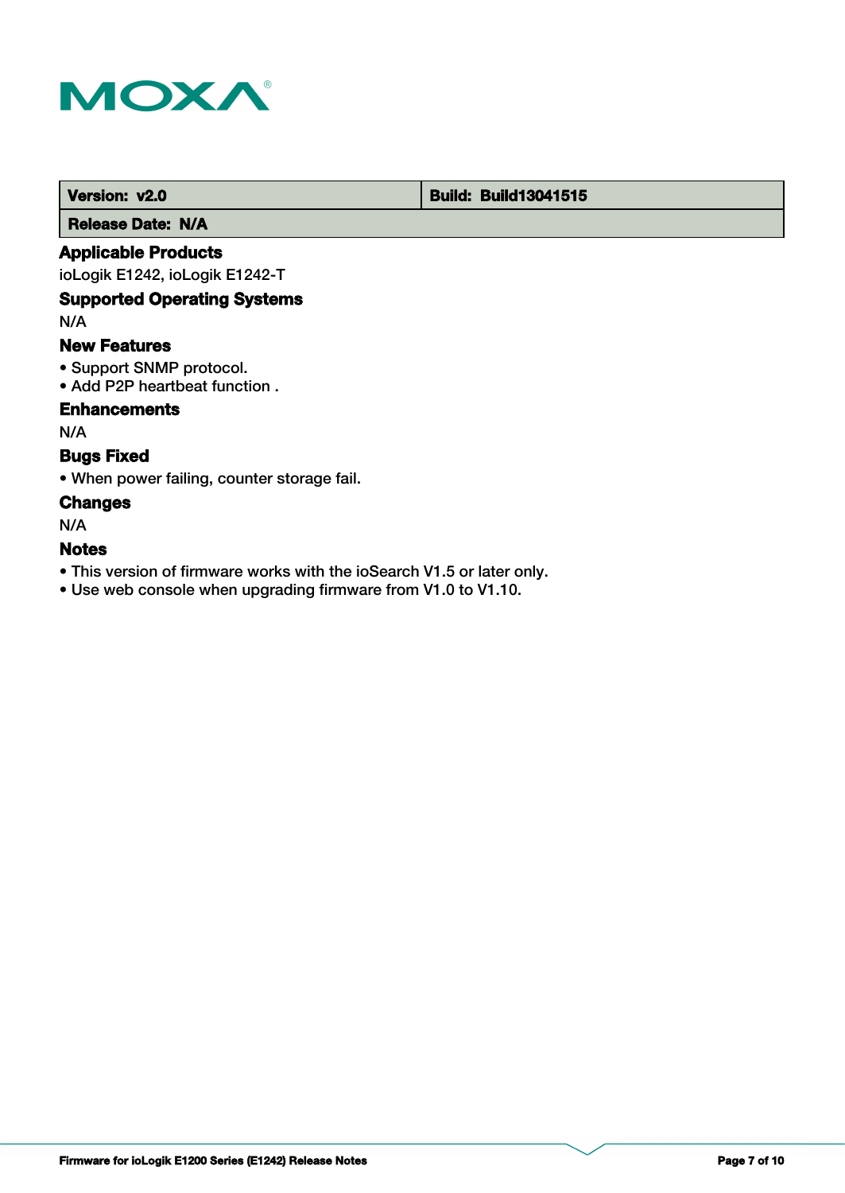| Version: v2.0 | Build: Build13041515 |
| --- | --- |
| Release Date: N/A | |

### Applicable Products

ioLogik E1242, ioLogik E1242-T

### Supported Operating Systems

N/A

### New Features

- Support SNMP protocol.
- Add P2P heartbeat function .

### Enhancements

N/A

### Bugs Fixed

- When power failing, counter storage fail.

### Changes

N/A

### Notes

- This version of firmware works with the ioSearch V1.5 or later only.
- Use web console when upgrading firmware from V1.0 to V1.10.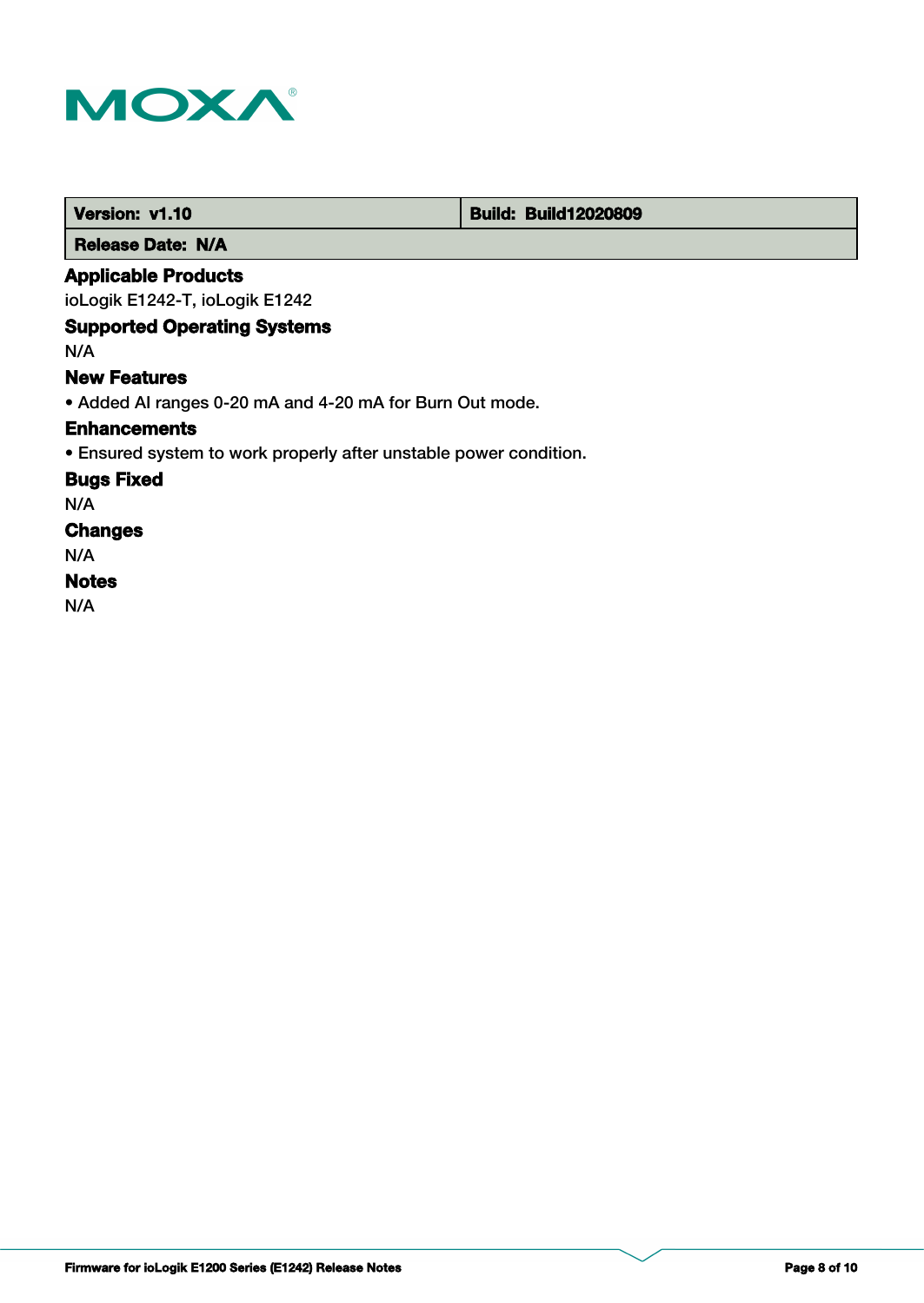| Version: v1.10 | Build: Build12020809 |
| --- | --- |
| Release Date: N/A | |

### Applicable Products

ioLogik E1242-T, ioLogik E1242

### Supported Operating Systems

N/A

### New Features

• Added AI ranges 0-20 mA and 4-20 mA for Burn Out mode.

### Enhancements

• Ensured system to work properly after unstable power condition.

### Bugs Fixed

N/A

### Changes

N/A

### Notes

N/A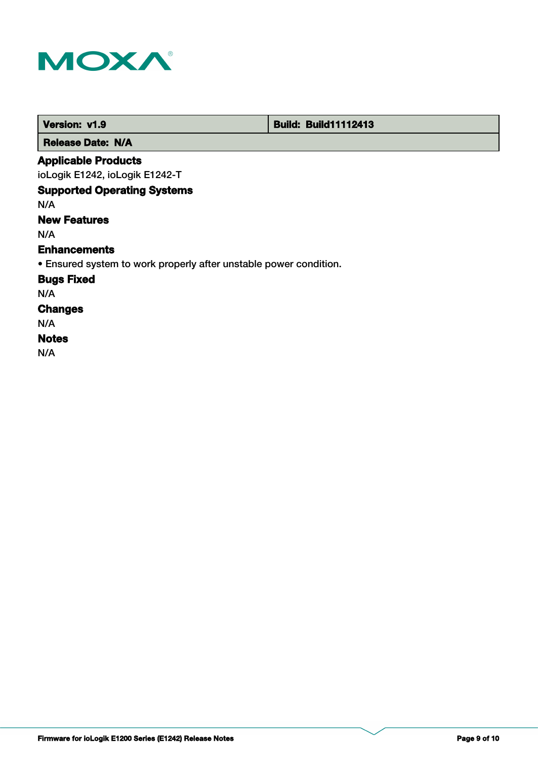| Version: v1.9 | Build: Build11112413 |
| --- | --- |
| Release Date: N/A | |

### Applicable Products

ioLogik E1242, ioLogik E1242-T

### Supported Operating Systems

N/A

### New Features

N/A

### Enhancements

• Ensured system to work properly after unstable power condition.

### Bugs Fixed

N/A

### Changes

N/A

### Notes

N/A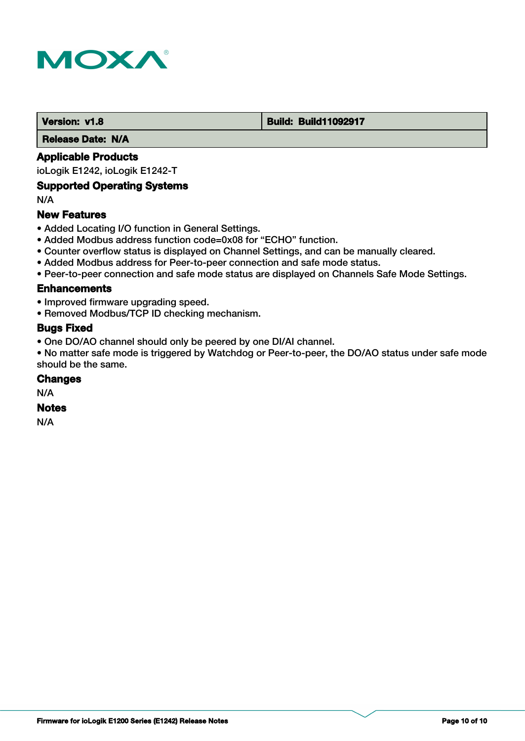| Version: v1.8 | Build: Build11092917 |
| --- | --- |
| Release Date: N/A | |

## Applicable Products

ioLogik E1242, ioLogik E1242-T

## Supported Operating Systems

N/A

## New Features

- Added Locating I/O function in General Settings.
- Added Modbus address function code=0x08 for “ECHO” function.
- Counter overflow status is displayed on Channel Settings, and can be manually cleared.
- Added Modbus address for Peer-to-peer connection and safe mode status.
- Peer-to-peer connection and safe mode status are displayed on Channels Safe Mode Settings.

## Enhancements

- Improved firmware upgrading speed.
- Removed Modbus/TCP ID checking mechanism.

## Bugs Fixed

- One DO/AO channel should only be peered by one DI/AI channel.
- No matter safe mode is triggered by Watchdog or Peer-to-peer, the DO/AO status under safe mode should be the same.

## Changes

N/A

## Notes

N/A